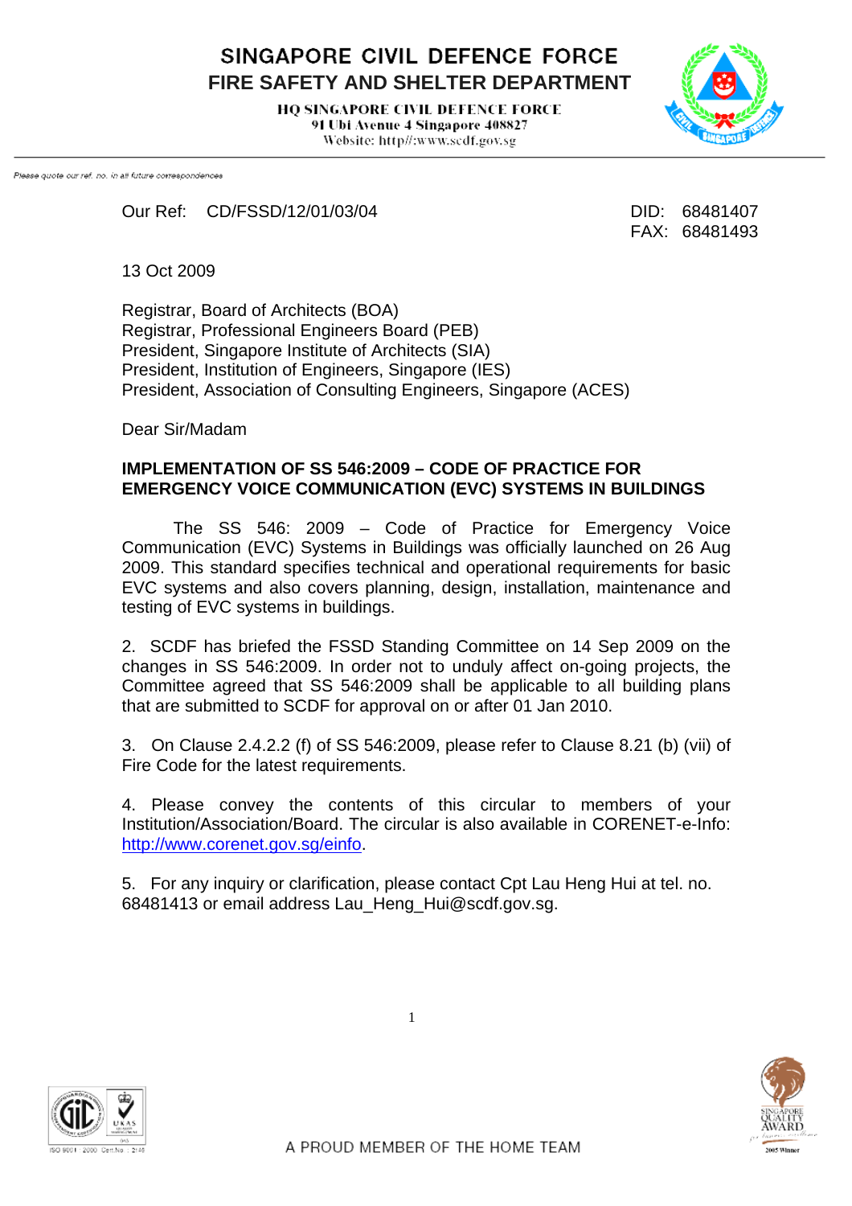# SINGAPORE CIVIL DEFENCE FORCE
## FIRE SAFETY AND SHELTER DEPARTMENT

HQ SINGAPORE CIVIL DEFENCE FORCE
91 Ubi Avenue 4 Singapore 408827
Website: http//:www.scdf.gov.sg

*Please quote our ref. no. in all future correspondences*

Our Ref: CD/FSSD/12/01/03/04

DID: 68481407
FAX: 68481493

13 Oct 2009

Registrar, Board of Architects (BOA)
Registrar, Professional Engineers Board (PEB)
President, Singapore Institute of Architects (SIA)
President, Institution of Engineers, Singapore (IES)
President, Association of Consulting Engineers, Singapore (ACES)

Dear Sir/Madam

**IMPLEMENTATION OF SS 546:2009 – CODE OF PRACTICE FOR EMERGENCY VOICE COMMUNICATION (EVC) SYSTEMS IN BUILDINGS**

The SS 546: 2009 – Code of Practice for Emergency Voice Communication (EVC) Systems in Buildings was officially launched on 26 Aug 2009. This standard specifies technical and operational requirements for basic EVC systems and also covers planning, design, installation, maintenance and testing of EVC systems in buildings.

2. SCDF has briefed the FSSD Standing Committee on 14 Sep 2009 on the changes in SS 546:2009. In order not to unduly affect on-going projects, the Committee agreed that SS 546:2009 shall be applicable to all building plans that are submitted to SCDF for approval on or after 01 Jan 2010.

3. On Clause 2.4.2.2 (f) of SS 546:2009, please refer to Clause 8.21 (b) (vii) of Fire Code for the latest requirements.

4. Please convey the contents of this circular to members of your Institution/Association/Board. The circular is also available in CORENET-e-Info: [http://www.corenet.gov.sg/einfo](http://www.corenet.gov.sg/einfo).

5. For any inquiry or clarification, please contact Cpt Lau Heng Hui at tel. no. 68481413 or email address Lau_Heng_Hui@scdf.gov.sg.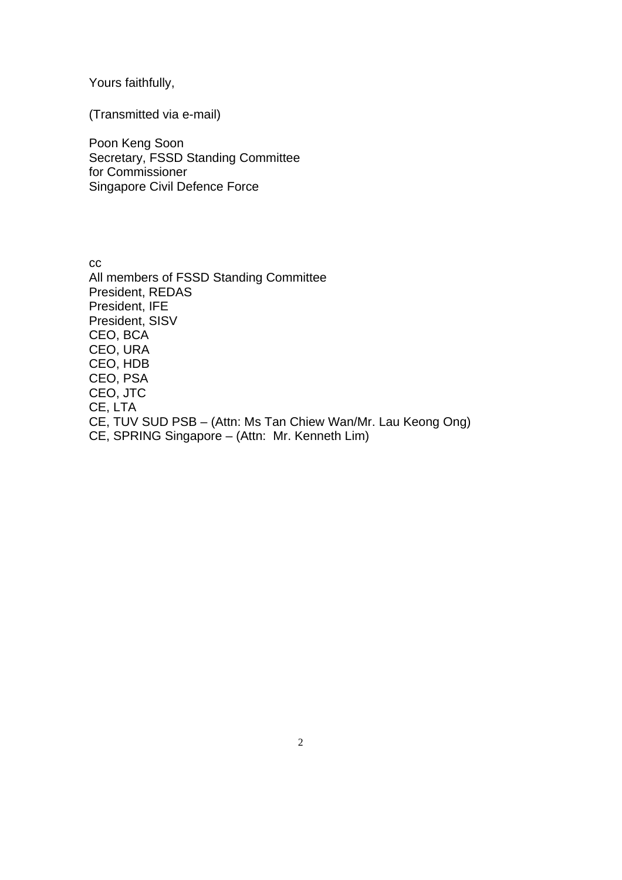Yours faithfully,

(Transmitted via e-mail)

Poon Keng Soon
Secretary, FSSD Standing Committee
for Commissioner
Singapore Civil Defence Force

cc
All members of FSSD Standing Committee
President, REDAS
President, IFE
President, SISV
CEO, BCA
CEO, URA
CEO, HDB
CEO, PSA
CEO, JTC
CE, LTA
CE, TUV SUD PSB – (Attn: Ms Tan Chiew Wan/Mr. Lau Keong Ong)
CE, SPRING Singapore – (Attn: Mr. Kenneth Lim)